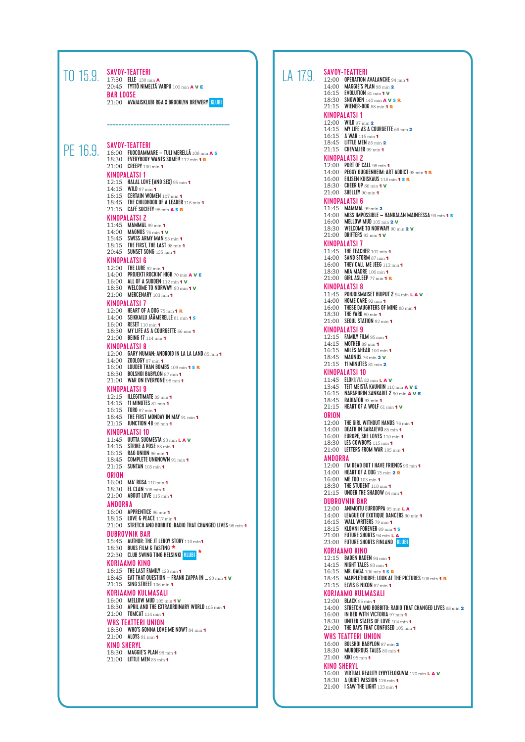## TO 15.9.

### SAVOY-TEATTERI
17:30 ELLE 130 min A
20:45 TYTTÖ NIMELTÄ VARPU 100 min A V E

### BAR LOOSE
21:00 AVAJAISKLUBI R&A X BROOKLYN BREWERY KLUBI

---

## PE 16.9.

### SAVOY-TEATTERI
16:00 FUOCOAMMARE – TULI MERELLÄ 108 min A S
18:30 EVERYBODY WANTS SOME!! 117 min 1 R
21:00 CREEPY 130 min 1

### KINOPALATSI 1
12:15 HALAL LOVE (AND SEX) 95 min 1
14:15 WILD 97 min 1
16:15 CERTAIN WOMEN 107 min 1
18:45 THE CHILDHOOD OF A LEADER 116 min 1
21:15 CAFÉ SOCIETY 96 min A S R

### KINOPALATSI 2
11:45 MAMMAL 99 min 1
14:00 MAGNUS 76 min 1 V
15:45 SWISS ARMY MAN 95 min 1
18:15 THE FIRST, THE LAST 98 min 1
20:45 SUNSET SONG 135 min 1

### KINOPALATSI 6
12:00 THE LURE 92 min 1
14:00 PROJEKTI ROCKIN' HIGH 70 min A V E
16:00 ALL OF A SUDDEN 112 min 1 V
18:30 WELCOME TO NORWAY! 90 min 1 V
21:00 MERCENARY 103 min 1

### KINOPALATSI 7
12:00 HEART OF A DOG 75 min 1 R
14:00 SEIKKAILU JÄÄMERELLE 81 min 1 S
16:00 RESET 110 min 1
18:30 MY LIFE AS A COURGETTE 66 min 1
21:00 BEING 17 114 min 1

### KINOPALATSI 8
12:00 GARY NUMAN: ANDROID IN LA LA LAND 85 min 1
14:00 ZOOLOGY 87 min 1
16:00 LOUDER THAN BOMBS 109 min 1 S R
18:30 BOLSHOI BABYLON 87 min 1
21:00 WAR ON EVERYONE 98 min 1

### KINOPALATSI 9
12:15 ILLEGITIMATE 89 min 1
14:15 11 MINUTES 81 min 1
16:15 TORO 97 min 1
18:45 THE FIRST MONDAY IN MAY 91 min 1
21:15 JUNCTION 48 96 min 1

### KINOPALATSI 10
11:45 UUTTA SUOMESTA 93 min L A V
14:15 STRIKE A POSE 83 min 1
16:15 RAG UNION 96 min 1
18:45 COMPLETE UNKNOWN 91 min 1
21:15 SUNTAN 105 min 1

### ORION
16:00 MA' ROSA 110 min 1
18:30 EL CLAN 108 min 1
21:00 ABOUT LOVE 115 min 1

### ANDORRA
16:00 APPRENTICE 96 min 1
18:15 LOVE & PEACE 117 min 1
21:00 STRETCH AND BOBBITO: RADIO THAT CHANGED LIVES 98 min 1

### DUBROVNIK BAR
15:45 AUTHOR: THE JT LEROY STORY 110 min 1
18:30 BUGS FILM & TASTING ★
22:30 CLUB SWING TING HELSINKI KLUBI ★

### KORJAAMO KINO
16:15 THE LAST FAMILY 123 min 1
18:45 EAT THAT QUESTION – FRANK ZAPPA IN ... 90 min 1 V
21:15 SING STREET 106 min 1

### KORJAAMO KULMASALI
16:00 MELLOW MUD 105 min 1 V
18:30 APRIL AND THE EXTRAORDINARY WORLD 105 min 1
21:00 TOMCAT 114 min 1

### WHS TEATTERI UNION
18:30 WHO'S GONNA LOVE ME NOW? 84 min 1
21:00 ALOYS 91 min 1

### KINO SHERYL
18:30 MAGGIE'S PLAN 98 min 1
21:00 LITTLE MEN 85 min 1

---

## LA 17.9.

### SAVOY-TEATTERI
12:00 OPERATION AVALANCHE 94 min 1
14:00 MAGGIE'S PLAN 98 min 2
16:15 EVOLUTION 81 min 1 V
18:30 SNOWDEN 140 min A V S R
21:15 WIENER-DOG 88 min 1 R

### KINOPALATSI 1
12:00 WILD 97 min 2
14:15 MY LIFE AS A COURGETTE 66 min 2
16:15 A WAR 115 min 1
18:45 LITTLE MEN 85 min 2
21:15 CHEVALIER 99 min 1

### KINOPALATSI 2
12:00 PORT OF CALL 98 min 1
14:00 PEGGY GUGGENHEIM: ART ADDICT 95 min 1 R
16:00 EILISEN KUISKAUS 118 min 1 S R
18:30 CHEER UP 86 min 1 V
21:00 SHELLEY 90 min 1

### KINOPALATSI 6
11:45 MAMMAL 99 min 2
14:00 MISS IMPOSSIBLE – HANKALAN MAINEESSA 90 min 1 S
16:00 MELLOW MUD 105 min 2 V
18:30 WELCOME TO NORWAY! 90 min 2 V
21:00 DRIFTERS 92 min 1 V

### KINOPALATSI 7
11:45 THE TEACHER 102 min 1
14:00 SAND STORM 87 min 1
16:00 THEY CALL ME JEEG 112 min 1
18:30 MIA MADRE 106 min 1
21:00 GIRL ASLEEP 77 min 1 R

### KINOPALATSI 8
11:45 POHJOISMAISET HUIPUT 2 94 min L A V
14:00 HOME CARE 92 min 1
16:00 THESE DAUGHTERS OF MINE 88 min 1
18:30 THE YARD 80 min 1
21:00 SEOUL STATION 92 min 1

### KINOPALATSI 9
12:15 FAMILY FILM 95 min 1
14:15 MOTHER 89 min 1
16:15 MILES AHEAD 100 min 1
18:45 MAGNUS 76 min 2 V
21:15 11 MINUTES 81 min 2

### KINOPALATSI 10
11:45 ELOKUVIA 82 min L A V
13:45 TEIT MEISTÄ KAUNIIN 110 min A V E
16:15 NAPAPIIRIN SANKARIT 2 90 min A V E
18:45 RADIATOR 93 min 1
21:15 HEART OF A WOLF 61 min 1 V

### ORION
12:00 THE GIRL WITHOUT HANDS 76 min 1
14:00 DEATH IN SARAJEVO 85 min 1
16:00 EUROPE, SHE LOVES 110 min 1
18:30 LES COWBOYS 115 min 1
21:00 LETTERS FROM WAR 105 min 1

### ANDORRA
12:00 I'M DEAD BUT I HAVE FRIENDS 96 min 1
14:00 HEART OF A DOG 75 min 2 R
16:00 ME TOO 103 min 1
18:30 THE STUDENT 118 min 1
21:15 UNDER THE SHADOW 84 min 1

### DUBROVNIK BAR
12:00 ANIMOITU EUROOPPA 95 min L A
14:00 LEAGUE OF EXOTIQUE DANCERS 90 min 1
16:15 WALL WRITERS 79 min 1
18:15 KLOVNI FOREVER 99 min 1 S
21:00 FUTURE SHORTS 94 min L A
23:00 FUTURE SHORTS FINLAND KLUBI

### KORJAAMO KINO
12:15 BADEN BADEN 94 min 1
14:15 NIGHT TALES 93 min 1
16:15 MR. GAGA 100 min 1 S R
18:45 MAPPLETHORPE: LOOK AT THE PICTURES 108 min 1 R
21:15 ELVIS & NIXON 87 min 1

### KORJAAMO KULMASALI
12:00 BLACK 95 min 1
14:00 STRETCH AND BOBBITO: RADIO THAT CHANGED LIVES 98 min 2
16:00 IN BED WITH VICTORIA 97 min 1
18:30 UNITED STATES OF LOVE 104 min 1
21:00 THE DAYS THAT CONFUSED 105 min 1

### WHS TEATTERI UNION
16:00 BOLSHOI BABYLON 87 min 2
18:30 MURDEROUS TALES 80 min 1
21:00 KIKI 95 min 1

### KINO SHERYL
16:00 VIRTUAL REALITY LYHYTELOKUVIA 120 min L A V
18:30 A QUIET PASSION 126 min 1
21:00 I SAW THE LIGHT 123 min 1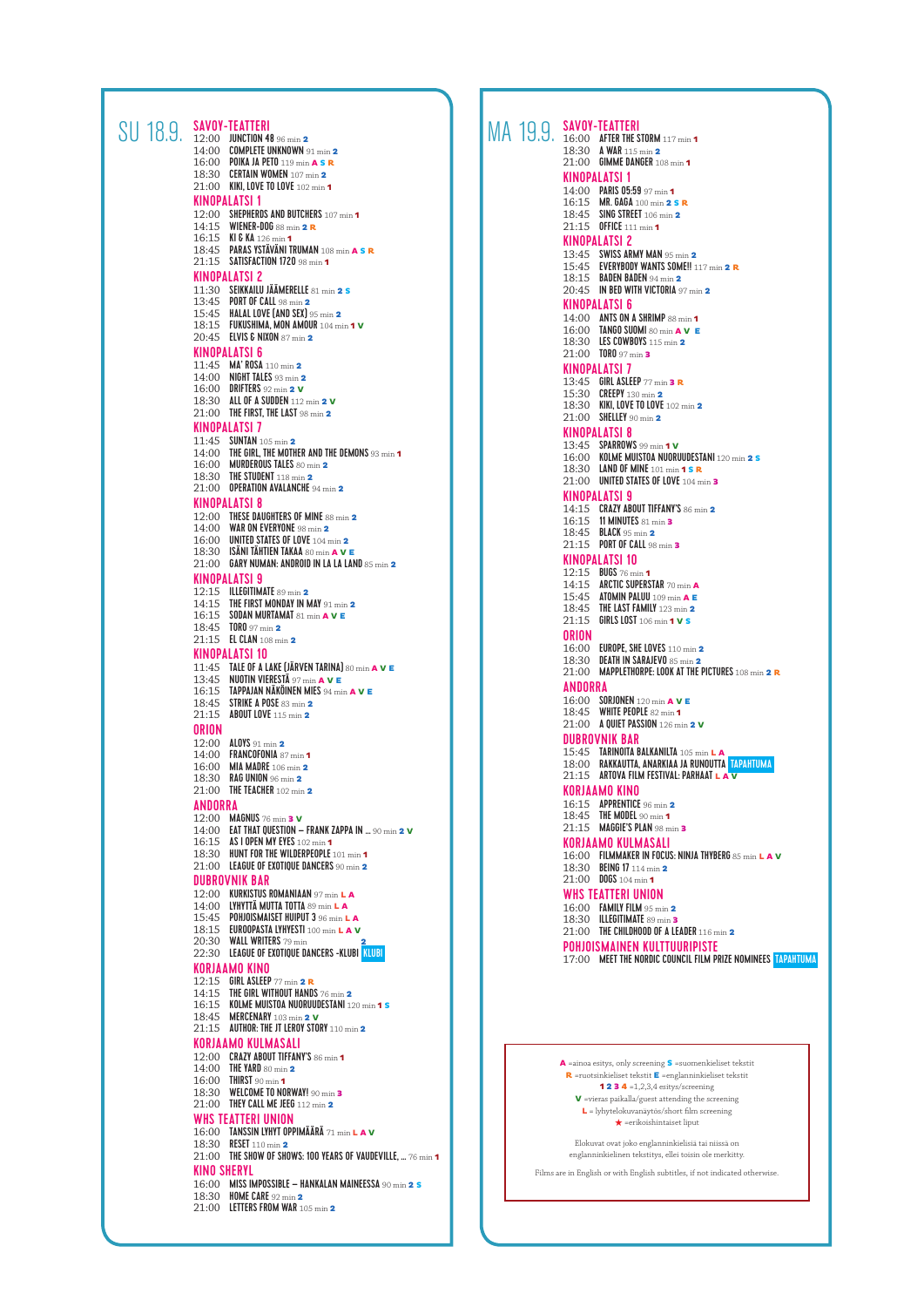# SU 18.9.

## SAVOY-TEATTERI

12:00 **JUNCTION 48** 96 min 2
14:00 **COMPLETE UNKNOWN** 91 min 2
16:00 **POIKA JA PETO** 119 min A S R
18:30 **CERTAIN WOMEN** 107 min 2
21:00 **KIKI, LOVE TO LOVE** 102 min 1

## KINOPALATSI 1

12:00 **SHEPHERDS AND BUTCHERS** 107 min 1
14:15 **WIENER-DOG** 88 min 2 R
16:15 **KI & KA** 126 min 1
18:45 **PARAS YSTÄVÄNI TRUMAN** 108 min A S R
21:15 **SATISFACTION 1720** 98 min 1

## KINOPALATSI 2

11:30 **SEIKKAILU JÄÄMERELLE** 81 min 2 S
13:45 **PORT OF CALL** 98 min 2
15:45 **HALAL LOVE (AND SEX)** 95 min 2
18:15 **FUKUSHIMA, MON AMOUR** 104 min 1 V
20:45 **ELVIS & NIXON** 87 min 2

## KINOPALATSI 6

11:45 **MA' ROSA** 110 min 2
14:00 **NIGHT TALES** 93 min 2
16:00 **DRIFTERS** 92 min 2 V
18:30 **ALL OF A SUDDEN** 112 min 2 V
21:00 **THE FIRST, THE LAST** 98 min 2

## KINOPALATSI 7

11:45 **SUNTAN** 105 min 2
14:00 **THE GIRL, THE MOTHER AND THE DEMONS** 93 min 1
16:00 **MURDEROUS TALES** 80 min 2
18:30 **THE STUDENT** 118 min 2
21:00 **OPERATION AVALANCHE** 94 min 2

## KINOPALATSI 8

12:00 **THESE DAUGHTERS OF MINE** 88 min 2
14:00 **WAR ON EVERYONE** 98 min 2
16:00 **UNITED STATES OF LOVE** 104 min 2
18:30 **ISÄNI TÄHTIEN TAKAA** 80 min A V E
21:00 **GARY NUMAN: ANDROID IN LA LA LAND** 85 min 2

## KINOPALATSI 9

12:15 **ILLEGITIMATE** 89 min 2
14:15 **THE FIRST MONDAY IN MAY** 91 min 2
16:15 **SODAN MURTAMAT** 81 min A V E
18:45 **TORO** 97 min 2
21:15 **EL CLAN** 108 min 2

## KINOPALATSI 10

11:45 **TALE OF A LAKE (JÄRVEN TARINA)** 80 min A V E
13:45 **NUOTIN VIERESTÄ** 97 min A V E
16:15 **TAPPAJAN NÄKÖINEN MIES** 94 min A V E
18:45 **STRIKE A POSE** 83 min 2
21:15 **ABOUT LOVE** 115 min 2

## ORION

12:00 **ALOYS** 91 min 2
14:00 **FRANCOFONIA** 87 min 1
16:00 **MIA MADRE** 106 min 2
18:30 **RAG UNION** 96 min 2
21:00 **THE TEACHER** 102 min 2

## ANDORRA

12:00 **MAGNUS** 76 min 3 V
14:00 **EAT THAT QUESTION – FRANK ZAPPA IN ...** 90 min 2 V
16:15 **AS I OPEN MY EYES** 102 min 1
18:30 **HUNT FOR THE WILDERPEOPLE** 101 min 1
21:00 **LEAGUE OF EXOTIQUE DANCERS** 90 min 2

## DUBROVNIK BAR

12:00 **KURKISTUS ROMANIAAN** 97 min L A
14:00 **LYHYTTÄ MUTTA TOTTA** 89 min L A
15:45 **POHJOISMAISET HUIPUT 3** 96 min L A
18:15 **EUROOPASTA LYHYESTI** 100 min L A V
20:30 **WALL WRITERS** 79 min 2
22:30 **LEAGUE OF EXOTIQUE DANCERS -KLUBI** KLUBI

## KORJAAMO KINO

12:15 **GIRL ASLEEP** 77 min 2 R
14:15 **THE GIRL WITHOUT HANDS** 76 min 2
16:15 **KOLME MUISTOA NUORUUDESTANI** 120 min 1 S
18:45 **MERCENARY** 103 min 2 V
21:15 **AUTHOR: THE JT LEROY STORY** 110 min 2

## KORJAAMO KULMASALI

12:00 **CRAZY ABOUT TIFFANY'S** 86 min 1
14:00 **THE YARD** 80 min 2
16:00 **THIRST** 90 min 1
18:30 **WELCOME TO NORWAY!** 90 min 3
21:00 **THEY CALL ME JEEG** 112 min 2

## WHS TEATTERI UNION

16:00 **TANSSIN LYHYT OPPIMÄÄRÄ** 71 min L A V
18:30 **RESET** 110 min 2
21:00 **THE SHOW OF SHOWS: 100 YEARS OF VAUDEVILLE, ...** 76 min 1

## KINO SHERYL

16:00 **MISS IMPOSSIBLE – HANKALAN MAINEESSA** 90 min 2 S
18:30 **HOME CARE** 92 min 2
21:00 **LETTERS FROM WAR** 105 min 2

# MA 19.9.

## SAVOY-TEATTERI

16:00 **AFTER THE STORM** 117 min 1
18:30 **A WAR** 115 min 2
21:00 **GIMME DANGER** 108 min 1

## KINOPALATSI 1

14:00 **PARIS 05:59** 97 min 1
16:15 **MR. GAGA** 100 min 2 S R
18:45 **SING STREET** 106 min 2
21:15 **OFFICE** 111 min 1

## KINOPALATSI 2

13:45 **SWISS ARMY MAN** 95 min 2
15:45 **EVERYBODY WANTS SOME!!** 117 min 2 R
18:15 **BADEN BADEN** 94 min 2
20:45 **IN BED WITH VICTORIA** 97 min 2

## KINOPALATSI 6

14:00 **ANTS ON A SHRIMP** 88 min 1
16:00 **TANGO SUOMI** 80 min A V E
18:30 **LES COWBOYS** 115 min 2
21:00 **TORO** 97 min 3

## KINOPALATSI 7

13:45 **GIRL ASLEEP** 77 min 3 R
15:30 **CREEPY** 130 min 2
18:30 **KIKI, LOVE TO LOVE** 102 min 2
21:00 **SHELLEY** 90 min 2

## KINOPALATSI 8

13:45 **SPARROWS** 99 min 1 V
16:00 **KOLME MUISTOA NUORUUDESTANI** 120 min 2 S
18:30 **LAND OF MINE** 101 min 1 S R
21:00 **UNITED STATES OF LOVE** 104 min 3

## KINOPALATSI 9

14:15 **CRAZY ABOUT TIFFANY'S** 86 min 2
16:15 **11 MINUTES** 81 min 3
18:45 **BLACK** 95 min 2
21:15 **PORT OF CALL** 98 min 3

## KINOPALATSI 10

12:15 **BUGS** 76 min 1
14:15 **ARCTIC SUPERSTAR** 70 min A
15:45 **ATOMIN PALUU** 109 min A E
18:45 **THE LAST FAMILY** 123 min 2
21:15 **GIRLS LOST** 106 min 1 V S

## ORION

16:00 **EUROPE, SHE LOVES** 110 min 2
18:30 **DEATH IN SARAJEVO** 85 min 2
21:00 **MAPPLETHORPE: LOOK AT THE PICTURES** 108 min 2 R

## ANDORRA

16:00 **SORJONEN** 120 min A V E
18:45 **WHITE PEOPLE** 82 min 1
21:00 **A QUIET PASSION** 126 min 2 V

## DUBROVNIK BAR

15:45 **TARINOITA BALKANILTA** 105 min L A
18:00 **RAKKAUTTA, ANARKIAA JA RUNOUTTA** TAPAHTUMA
21:15 **ARTOVA FILM FESTIVAL: PARHAAT** L A V

## KORJAAMO KINO

16:15 **APPRENTICE** 96 min 2
18:45 **THE MODEL** 90 min 1
21:15 **MAGGIE'S PLAN** 98 min 3

## KORJAAMO KULMASALI

16:00 **FILMMAKER IN FOCUS: NINJA THYBERG** 85 min L A V
18:30 **BEING 17** 114 min 2
21:00 **DOGS** 104 min 1

## WHS TEATTERI UNION

16:00 **FAMILY FILM** 95 min 2
18:30 **ILLEGITIMATE** 89 min 3
21:00 **THE CHILDHOOD OF A LEADER** 116 min 2

## POHJOISMAINEN KULTTUURIPISTE

17:00 **MEET THE NORDIC COUNCIL FILM PRIZE NOMINEES** TAPAHTUMA

---

**A** =ainoa esitys, only screening **S** =suomenkieliset tekstit
**R** =ruotsinkieliset tekstit **E** =englanninkieliset tekstit
**1 2 3 4** =1,2,3,4 esitys/screening
**V** =vieras paikalla/guest attending the screening
**L** = lyhytelokuvanäytös/short film screening
★ =erikoishintaiset liput

Elokuvat ovat joko englanninkielisiä tai niissä on englanninkielinen tekstitys, ellei toisin ole merkitty.

Films are in English or with English subtitles, if not indicated otherwise.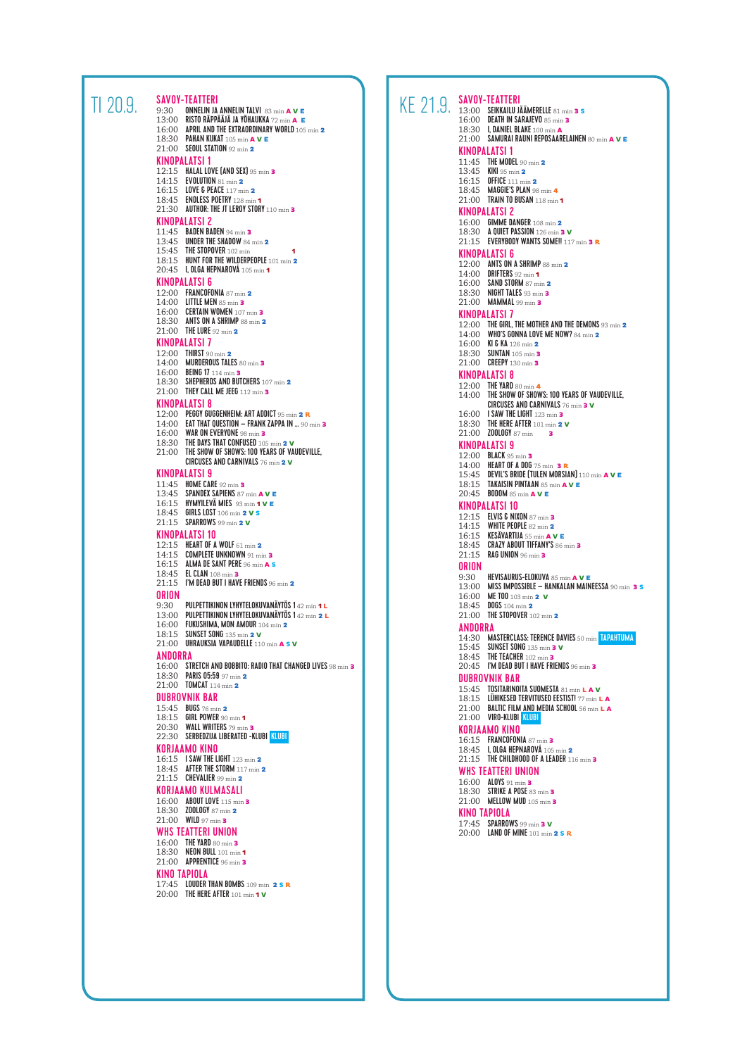# TI 20.9.

## SAVOY-TEATTERI

9:30 ONNELIN JA ANNELIN TALVI 83 min A V E
13:00 RISTO RÄPPÄÄJÄ JA YÖHAUKKA 72 min A E
16:00 APRIL AND THE EXTRAORDINARY WORLD 105 min 2
18:30 PAHAN KUKAT 105 min A V E
21:00 SEOUL STATION 92 min 2

## KINOPALATSI 1

12:15 HALAL LOVE (AND SEX) 95 min 3
14:15 EVOLUTION 81 min 2
16:15 LOVE & PEACE 117 min 2
18:45 ENDLESS POETRY 128 min 1
21:30 AUTHOR: THE JT LEROY STORY 110 min 3

## KINOPALATSI 2

11:45 BADEN BADEN 94 min 3
13:45 UNDER THE SHADOW 84 min 2
15:45 THE STOPOVER 102 min 1
18:15 HUNT FOR THE WILDERPEOPLE 101 min 2
20:45 I, OLGA HEPNAROVÁ 105 min 1

## KINOPALATSI 6

12:00 FRANCOFONIA 87 min 2
14:00 LITTLE MEN 85 min 3
16:00 CERTAIN WOMEN 107 min 3
18:30 ANTS ON A SHRIMP 88 min 2
21:00 THE LURE 92 min 2

## KINOPALATSI 7

12:00 THIRST 90 min 2
14:00 MURDEROUS TALES 80 min 3
16:00 BEING 17 114 min 3
18:30 SHEPHERDS AND BUTCHERS 107 min 2
21:00 THEY CALL ME JEEG 112 min 3

## KINOPALATSI 8

12:00 PEGGY GUGGENHEIM: ART ADDICT 95 min 2 R
14:00 EAT THAT QUESTION – FRANK ZAPPA IN ... 90 min 3
16:00 WAR ON EVERYONE 98 min 3
18:30 THE DAYS THAT CONFUSED 105 min 2 V
21:00 THE SHOW OF SHOWS: 100 YEARS OF VAUDEVILLE, CIRCUSES AND CARNIVALS 76 min 2 V

## KINOPALATSI 9

11:45 HOME CARE 92 min 3
13:45 SPANDEX SAPIENS 87 min A V E
16:15 HYMYILEVÄ MIES 93 min 1 V E
18:45 GIRLS LOST 106 min 2 V S
21:15 SPARROWS 99 min 2 V

## KINOPALATSI 10

12:15 HEART OF A WOLF 61 min 2
14:15 COMPLETE UNKNOWN 91 min 3
16:15 ALMA DE SANT PERE 96 min A S
18:45 EL CLAN 108 min 3
21:15 I'M DEAD BUT I HAVE FRIENDS 96 min 2

## ORION

9:30 PULPETTIKINON LYHYTELOKUVANÄYTÖS 1 42 min 1 L
13:00 PULPETTIKINON LYHYTELOKUVANÄYTÖS 1 42 min 2 L
16:00 FUKUSHIMA, MON AMOUR 104 min 2
18:15 SUNSET SONG 135 min 2 V
21:00 UHRAUKSIA VAPAUDELLE 110 min A S V

## ANDORRA

16:00 STRETCH AND BOBBITO: RADIO THAT CHANGED LIVES 98 min 3
18:30 PARIS 05:59 97 min 2
21:00 TOMCAT 114 min 2

## DUBROVNIK BAR

15:45 BUGS 76 min 2
18:15 GIRL POWER 90 min 1
20:30 WALL WRITERS 79 min 3
22:30 SERBEDZIJA LIBERATED -KLUBI KLUBI

## KORJAAMO KINO

16:15 I SAW THE LIGHT 123 min 2
18:45 AFTER THE STORM 117 min 2
21:15 CHEVALIER 99 min 2

## KORJAAMO KULMASALI

16:00 ABOUT LOVE 115 min 3
18:30 ZOOLOGY 87 min 2
21:00 WILD 97 min 3

## WHS TEATTERI UNION

16:00 THE YARD 80 min 3
18:30 NEON BULL 101 min 1
21:00 APPRENTICE 96 min 3

## KINO TAPIOLA

17:45 LOUDER THAN BOMBS 109 min 2 S R
20:00 THE HERE AFTER 101 min 1 V

# KE 21.9.

## SAVOY-TEATTERI

13:00 SEIKKAILU JÄÄMERELLE 81 min 3 S
16:00 DEATH IN SARAJEVO 85 min 3
18:30 I, DANIEL BLAKE 100 min A
21:00 SAMURAI RAUNI REPOSAARELAINEN 80 min A V E

## KINOPALATSI 1

11:45 THE MODEL 90 min 2
13:45 KIKI 95 min 2
16:15 OFFICE 111 min 2
18:45 MAGGIE'S PLAN 98 min 4
21:00 TRAIN TO BUSAN 118 min 1

## KINOPALATSI 2

16:00 GIMME DANGER 108 min 2
18:30 A QUIET PASSION 126 min 3 V
21:15 EVERYBODY WANTS SOME!! 117 min 3 R

## KINOPALATSI 6

12:00 ANTS ON A SHRIMP 88 min 2
14:00 DRIFTERS 92 min 1
16:00 SAND STORM 87 min 2
18:30 NIGHT TALES 93 min 3
21:00 MAMMAL 99 min 3

## KINOPALATSI 7

12:00 THE GIRL, THE MOTHER AND THE DEMONS 93 min 2
14:00 WHO'S GONNA LOVE ME NOW? 84 min 2
16:00 KI & KA 126 min 2
18:30 SUNTAN 105 min 3
21:00 CREEPY 130 min 3

## KINOPALATSI 8

12:00 THE YARD 80 min 4
14:00 THE SHOW OF SHOWS: 100 YEARS OF VAUDEVILLE, CIRCUSES AND CARNIVALS 76 min 3 V
16:00 I SAW THE LIGHT 123 min 3
18:30 THE HERE AFTER 101 min 2 V
21:00 ZOOLOGY 87 min 3

## KINOPALATSI 9

12:00 BLACK 95 min 3
14:00 HEART OF A DOG 75 min 3 R
15:45 DEVIL'S BRIDE (TULEN MORSIAN) 110 min A V E
18:15 TAKAISIN PINTAAN 85 min A V E
20:45 BODOM 85 min A V E

## KINOPALATSI 10

12:15 ELVIS & NIXON 87 min 3
14:15 WHITE PEOPLE 82 min 2
16:15 KESÄVARTIJA 55 min A V E
18:45 CRAZY ABOUT TIFFANY'S 86 min 3
21:15 RAG UNION 96 min 3

## ORION

9:30 HEVISAURUS-ELOKUVA 85 min A V E
13:00 MISS IMPOSSIBLE – HANKALAN MAINEESSA 90 min 3 S
16:00 ME TOO 103 min 2 V
18:45 DOGS 104 min 2
21:00 THE STOPOVER 102 min 2

## ANDORRA

14:30 MASTERCLASS: TERENCE DAVIES 50 min TAPAHTUMA
15:45 SUNSET SONG 135 min 3 V
18:45 THE TEACHER 102 min 3
20:45 I'M DEAD BUT I HAVE FRIENDS 96 min 3

## DUBROVNIK BAR

15:45 TOSITARINOITA SUOMESTA 81 min L A V
18:15 LÜHIKESED TERVITUSED EESTIST! 77 min L A
21:00 BALTIC FILM AND MEDIA SCHOOL 56 min L A
21:00 VIRO-KLUBI KLUBI

## KORJAAMO KINO

16:15 FRANCOFONIA 87 min 3
18:45 I, OLGA HEPNAROVÁ 105 min 2
21:15 THE CHILDHOOD OF A LEADER 116 min 3

## WHS TEATTERI UNION

16:00 ALOYS 91 min 3
18:30 STRIKE A POSE 83 min 3
21:00 MELLOW MUD 105 min 3

## KINO TAPIOLA

17:45 SPARROWS 99 min 3 V
20:00 LAND OF MINE 101 min 2 S R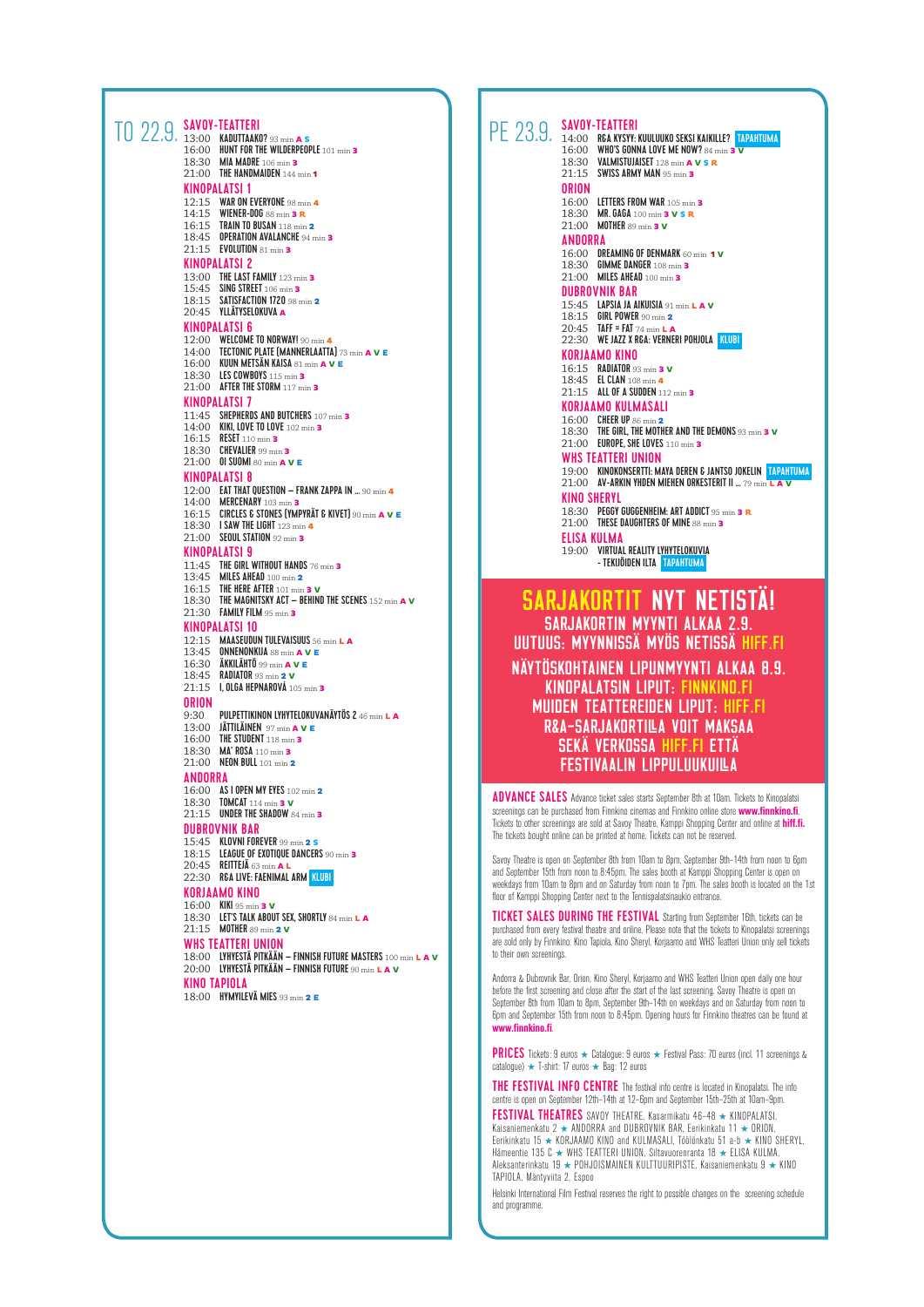# TO 22.9.

## SAVOY-TEATTERI

- 13:00 **KADUTTAAKO?** 93 min A S
- 16:00 **HUNT FOR THE WILDERPEOPLE** 101 min 3
- 18:30 **MIA MADRE** 106 min 3
- 21:00 **THE HANDMAIDEN** 144 min 1

## KINOPALATSI 1

- 12:15 **WAR ON EVERYONE** 98 min 4
- 14:15 **WIENER-DOG** 88 min 3 R
- 16:15 **TRAIN TO BUSAN** 118 min 2
- 18:45 **OPERATION AVALANCHE** 94 min 3
- 21:15 **EVOLUTION** 81 min 3

## KINOPALATSI 2

- 13:00 **THE LAST FAMILY** 123 min 3
- 15:45 **SING STREET** 106 min 3
- 18:15 **SATISFACTION 1720** 98 min 2
- 20:45 **YLLÄTYSELOKUVA** A

## KINOPALATSI 6

- 12:00 **WELCOME TO NORWAY!** 90 min 4
- 14:00 **TECTONIC PLATE (MANNERLAATTA)** 73 min A V E
- 16:00 **KUUN METSÄN KAISA** 81 min A V E
- 18:30 **LES COWBOYS** 115 min 3
- 21:00 **AFTER THE STORM** 117 min 3

## KINOPALATSI 7

- 11:45 **SHEPHERDS AND BUTCHERS** 107 min 3
- 14:00 **KIKI, LOVE TO LOVE** 102 min 3
- 16:15 **RESET** 110 min 3
- 18:30 **CHEVALIER** 99 min 3
- 21:00 **OI SUOMI** 80 min A V E

## KINOPALATSI 8

- 12:00 **EAT THAT QUESTION – FRANK ZAPPA IN ...** 90 min 4
- 14:00 **MERCENARY** 103 min 3
- 16:15 **CIRCLES & STONES (YMPYRÄT & KIVET)** 90 min A V E
- 18:30 **I SAW THE LIGHT** 123 min 4
- 21:00 **SEOUL STATION** 92 min 3

## KINOPALATSI 9

- 11:45 **THE GIRL WITHOUT HANDS** 76 min 3
- 13:45 **MILES AHEAD** 100 min 2
- 16:15 **THE HERE AFTER** 101 min 3 V
- 18:30 **THE MAGNITSKY ACT – BEHIND THE SCENES** 152 min A V
- 21:30 **FAMILY FILM** 95 min 3

## KINOPALATSI 10

- 12:15 **MAASEUDUN TULEVAISUUS** 56 min L A
- 13:45 **ONNENONKIJA** 88 min A V E
- 16:30 **ÄKKILÄHTÖ** 99 min A V E
- 18:45 **RADIATOR** 93 min 2 V
- 21:15 **I, OLGA HEPNAROVÁ** 105 min 3

## ORION

- 9:30 **PULPETTIKINON LYHYTELOKUVANÄYTÖS 2** 46 min L A
- 13:00 **JÄTTILÄINEN** 97 min A V E
- 16:00 **THE STUDENT** 118 min 3
- 18:30 **MA' ROSA** 110 min 3
- 21:00 **NEON BULL** 101 min 2

## ANDORRA

- 16:00 **AS I OPEN MY EYES** 102 min 2
- 18:30 **TOMCAT** 114 min 3 V
- 21:15 **UNDER THE SHADOW** 84 min 3

## DUBROVNIK BAR

- 15:45 **KLOVNI FOREVER** 99 min 2 S
- 18:15 **LEAGUE OF EXOTIQUE DANCERS** 90 min 3
- 20:45 **REITTEJÄ** 63 min A L
- 22:30 **R&A LIVE: FAENIMAL ARM** KLUBI

## KORJAAMO KINO

- 16:00 **KIKI** 95 min 3 V
- 18:30 **LET'S TALK ABOUT SEX, SHORTLY** 84 min L A
- 21:15 **MOTHER** 89 min 2 V

## WHS TEATTERI UNION

- 18:00 **LYHYESTÄ PITKÄÄN – FINNISH FUTURE MASTERS** 100 min L A V
- 20:00 **LYHYESTÄ PITKÄÄN – FINNISH FUTURE** 90 min L A V

## KINO TAPIOLA

- 18:00 **HYMYILEVÄ MIES** 93 min 2 E

# PE 23.9.

## SAVOY-TEATTERI

- 14:00 **R&A KYSYY: KUULUUKO SEKSI KAIKILLE?** TAPAHTUMA
- 16:00 **WHO'S GONNA LOVE ME NOW?** 84 min 3 V
- 18:30 **VALMISTUJAISET** 128 min A V S R
- 21:15 **SWISS ARMY MAN** 95 min 3

## ORION

- 16:00 **LETTERS FROM WAR** 105 min 3
- 18:30 **MR. GAGA** 100 min 3 V S R
- 21:00 **MOTHER** 89 min 3 V

## ANDORRA

- 16:00 **DREAMING OF DENMARK** 60 min 1 V
- 18:30 **GIMME DANGER** 108 min 3
- 21:00 **MILES AHEAD** 100 min 3

## DUBROVNIK BAR

- 15:45 **LAPSIA JA AIKUISIA** 91 min L A V
- 18:15 **GIRL POWER** 90 min 2
- 20:45 **TAFF = FAT** 74 min L A
- 22:30 **WE JAZZ X R&A: VERNERI POHJOLA** KLUBI

## KORJAAMO KINO

- 16:15 **RADIATOR** 93 min 3 V
- 18:45 **EL CLAN** 108 min 4
- 21:15 **ALL OF A SUDDEN** 112 min 3

## KORJAAMO KULMASALI

- 16:00 **CHEER UP** 86 min 2
- 18:30 **THE GIRL, THE MOTHER AND THE DEMONS** 93 min 3 V
- 21:00 **EUROPE, SHE LOVES** 110 min 3

## WHS TEATTERI UNION

- 19:00 **KINOKONSERTTI: MAYA DEREN & JANTSO JOKELIN** TAPAHTUMA
- 21:00 **AV-ARKIN YHDEN MIEHEN ORKESTERIT II ...** 79 min L A V

## KINO SHERYL

- 18:30 **PEGGY GUGGENHEIM: ART ADDICT** 95 min 3 R
- 21:00 **THESE DAUGHTERS OF MINE** 88 min 3

## ELISA KULMA

- 19:00 **VIRTUAL REALITY LYHYTELOKUVIA - TEKIJÖIDEN ILTA** TAPAHTUMA

# SARJAKORTIT NYT NETISTÄ!

**SARJAKORTIN MYYNTI ALKAA 2.9.**
**UUTUUS: MYYNNISSÄ MYÖS NETISSÄ HIFF.FI**

**NÄYTÖSKOHTAINEN LIPUNMYYNTI ALKAA 8.9.**
**KINOPALATSIN LIPUT: FINNKINO.FI**
**MUIDEN TEATTEREIDEN LIPUT: HIFF.FI**
**R&A-SARJAKORTILLA VOIT MAKSAA SEKÄ VERKOSSA HIFF.FI ETTÄ FESTIVAALIN LIPPULUUKUILLA**

**ADVANCE SALES** Advance ticket sales starts September 8th at 10am. Tickets to Kinopalatsi screenings can be purchased from Finnkino cinemas and Finnkino online store **www.finnkino.fi**. Tickets to other screenings are sold at Savoy Theatre, Kamppi Shopping Center and online at **hiff.fi**. The tickets bought online can be printed at home. Tickets can not be reserved.

Savoy Theatre is open on September 8th from 10am to 8pm, September 9th–14th from noon to 6pm and September 15th from noon to 8:45pm. The sales booth at Kamppi Shopping Center is open on weekdays from 10am to 8pm and on Saturday from noon to 7pm. The sales booth is located on the 1st floor of Kamppi Shopping Center next to the Tennispalatsinaukio entrance.

**TICKET SALES DURING THE FESTIVAL** Starting from September 16th, tickets can be purchased from every festival theatre and online. Please note that the tickets to Kinopalatsi screenings are sold only by Finnkino. Kino Tapiola, Kino Sheryl, Korjaamo and WHS Teatteri Union only sell tickets to their own screenings.

Andorra & Dubrovnik Bar, Orion, Kino Sheryl, Korjaamo and WHS Teatteri Union open daily one hour before the first screening and close after the start of the last screening. Savoy Theatre is open on September 8th from 10am to 8pm, September 9th–14th on weekdays and on Saturday from noon to 6pm and September 15th from noon to 8:45pm. Opening hours for Finnkino theatres can be found at **www.finnkino.fi**.

**PRICES** Tickets: 9 euros ★ Catalogue: 9 euros ★ Festival Pass: 70 euros (incl. 11 screenings & catalogue) ★ T-shirt: 17 euros ★ Bag: 12 euros

**THE FESTIVAL INFO CENTRE** The festival info centre is located in Kinopalatsi. The info centre is open on September 12th–14th at 12–6pm and September 15th–25th at 10am–9pm.

**FESTIVAL THEATRES** SAVOY THEATRE, Kasarmikatu 46–48 ★ KINOPALATSI, Kaisaniemenkatu 2 ★ ANDORRA and DUBROVNIK BAR, Eerikinkatu 11 ★ ORION, Eerikinkatu 15 ★ KORJAAMO KINO and KULMASALI, Töölönkatu 51 a-b ★ KINO SHERYL, Hämeentie 135 C ★ WHS TEATTERI UNION, Siltavuorenranta 18 ★ ELISA KULMA, Aleksanterinkatu 19 ★ POHJOISMAINEN KULTTUURIPISTE, Kaisaniemenkatu 9 ★ KINO TAPIOLA, Mäntyviita 2, Espoo

Helsinki International Film Festival reserves the right to possible changes on the screening schedule and programme.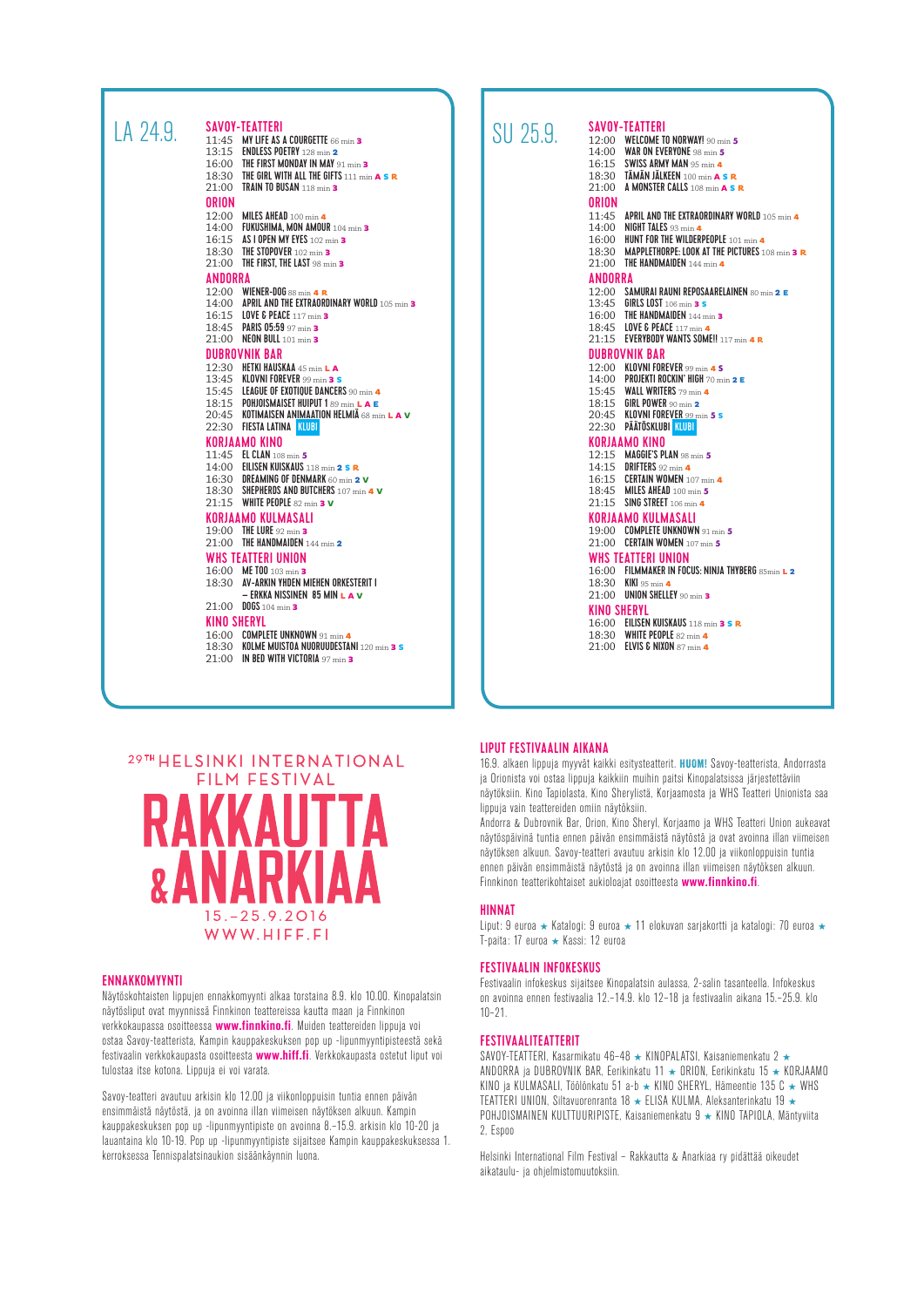## LA 24.9.

### SAVOY-TEATTERI

11:45 MY LIFE AS A COURGETTE 66 min 3
13:15 ENDLESS POETRY 128 min 2
16:00 THE FIRST MONDAY IN MAY 91 min 3
18:30 THE GIRL WITH ALL THE GIFTS 111 min A S R
21:00 TRAIN TO BUSAN 118 min 3

### ORION

12:00 MILES AHEAD 100 min 4
14:00 FUKUSHIMA, MON AMOUR 104 min 3
16:15 AS I OPEN MY EYES 102 min 3
18:30 THE STOPOVER 102 min 3
21:00 THE FIRST, THE LAST 98 min 3

### ANDORRA

12:00 WIENER-DOG 88 min 4 R
14:00 APRIL AND THE EXTRAORDINARY WORLD 105 min 3
16:15 LOVE & PEACE 117 min 3
18:45 PARIS 05:59 97 min 3
21:00 NEON BULL 101 min 3

### DUBROVNIK BAR

12:30 HETKI HAUSKAA 45 min L A
13:45 KLOVNI FOREVER 99 min 3 S
15:45 LEAGUE OF EXOTIQUE DANCERS 90 min 4
18:15 POHJOISMAISET HUIPUT 1 89 min L A E
20:45 KOTIMAISEN ANIMAATION HELMIÄ 68 min L A V
22:30 FIESTA LATINA KLUBI

### KORJAAMO KINO

11:45 EL CLAN 108 min 5
14:00 EILISEN KUISKAUS 118 min 2 S R
16:30 DREAMING OF DENMARK 60 min 2 V
18:30 SHEPHERDS AND BUTCHERS 107 min 4 V
21:15 WHITE PEOPLE 82 min 3 V

### KORJAAMO KULMASALI

19:00 THE LURE 92 min 3
21:00 THE HANDMAIDEN 144 min 2

### WHS TEATTERI UNION

16:00 ME TOO 103 min 3
18:30 AV-ARKIN YHDEN MIEHEN ORKESTERIT I – ERKKA NISSINEN 85 MIN L A V
21:00 DOGS 104 min 3

### KINO SHERYL

16:00 COMPLETE UNKNOWN 91 min 4
18:30 KOLME MUISTOA NUORUUDESTANI 120 min 3 S
21:00 IN BED WITH VICTORIA 97 min 3

## SU 25.9.

### SAVOY-TEATTERI

12:00 WELCOME TO NORWAY! 90 min 5
14:00 WAR ON EVERYONE 98 min 5
16:15 SWISS ARMY MAN 95 min 4
18:30 TÄMÄN JÄLKEEN 100 min A S R
21:00 A MONSTER CALLS 108 min A S R

### ORION

11:45 APRIL AND THE EXTRAORDINARY WORLD 105 min 4
14:00 NIGHT TALES 93 min 4
16:00 HUNT FOR THE WILDERPEOPLE 101 min 4
18:30 MAPPLETHORPE: LOOK AT THE PICTURES 108 min 3 R
21:00 THE HANDMAIDEN 144 min 4

### ANDORRA

12:00 SAMURAI RAUNI REPOSAARELAINEN 80 min 2 E
13:45 GIRLS LOST 106 min 3 S
16:00 THE HANDMAIDEN 144 min 3
18:45 LOVE & PEACE 117 min 4
21:15 EVERYBODY WANTS SOME!! 117 min 4 R

### DUBROVNIK BAR

12:00 KLOVNI FOREVER 99 min 4 S
14:00 PROJEKTI ROCKIN' HIGH 70 min 2 E
15:45 WALL WRITERS 79 min 4
18:15 GIRL POWER 90 min 2
20:45 KLOVNI FOREVER 99 min 5 S
22:30 PÄÄTÖSKLUBI KLUBI

### KORJAAMO KINO

12:15 MAGGIE'S PLAN 98 min 5
14:15 DRIFTERS 92 min 4
16:15 CERTAIN WOMEN 107 min 4
18:45 MILES AHEAD 100 min 5
21:15 SING STREET 106 min 4

### KORJAAMO KULMASALI

19:00 COMPLETE UNKNOWN 91 min 5
21:00 CERTAIN WOMEN 107 min 5

### WHS TEATTERI UNION

16:00 FILMMAKER IN FOCUS: NINJA THYBERG 85min L 2
18:30 KIKI 95 min 4
21:00 UNION SHELLEY 90 min 3

### KINO SHERYL

16:00 EILISEN KUISKAUS 118 min 3 S R
18:30 WHITE PEOPLE 82 min 4
21:00 ELVIS & NIXON 87 min 4

29TH HELSINKI INTERNATIONAL FILM FESTIVAL

# RAKKAUTTA & ANARKIAA

15.–25.9.2016

WWW.HIFF.FI

### ENNAKKOMYYNTI

Näytöskohtaisten lippujen ennakkomyynti alkaa torstaina 8.9. klo 10.00. Kinopalatsin näytösliput ovat myynnissä Finnkinon teattereissa kautta maan ja Finnkinon verkkokaupassa osoitteessa **www.finnkino.fi**. Muiden teattereiden lippuja voi ostaa Savoy-teatterista, Kampin kauppakeskuksen pop up -lipunmyyntipisteestä sekä festivaalin verkkokaupasta osoitteessa **www.hiff.fi**. Verkkokaupasta ostetut liput voi tulostaa itse kotona. Lippuja ei voi varata.

Savoy-teatteri avautuu arkisin klo 12.00 ja viikonloppuisin tuntia ennen päivän ensimmäistä näytöstä, ja on avoinna illan viimeisen näytöksen alkuun. Kampin kauppakeskuksen pop up -lipunmyyntipiste on avoinna 8.–15.9. arkisin klo 10-20 ja lauantaina klo 10-19. Pop up -lipunmyyntipiste sijaitsee Kampin kauppakeskuksessa 1. kerroksessa Tennispalatsinaukion sisäänkäynnin luona.

### LIPUT FESTIVAALIN AIKANA

16.9. alkaen lippuja myyvät kaikki esitysteatterit. **HUOM!** Savoy-teatterista, Andorrasta ja Orionista voi ostaa lippuja kaikkiin muihin paitsi Kinopalatsissa järjestettäviin näytöksiin. Kino Tapiolasta, Kino Sherylistä, Korjaamosta ja WHS Teatteri Unionista saa lippuja vain teattereiden omiin näytöksiin.

Andorra & Dubrovnik Bar, Orion, Kino Sheryl, Korjaamo ja WHS Teatteri Union aukeavat näytöspäivinä tuntia ennen päivän ensimmäistä näytöstä ja ovat avoinna illan viimeisen näytöksen alkuun. Savoy-teatteri avautuu arkisin klo 12.00 ja viikonloppuisin tuntia ennen päivän ensimmäistä näytöstä ja on avoinna illan viimeisen näytöksen alkuun. Finnkinon teatterikohtaiset aukioloajat osoitteesta **www.finnkino.fi**.

### HINNAT

Liput: 9 euroa ★ Katalogi: 9 euroa ★ 11 elokuvan sarjakortti ja katalogi: 70 euroa ★ T-paita: 17 euroa ★ Kassi: 12 euroa

### FESTIVAALIN INFOKESKUS

Festivaalin infokeskus sijaitsee Kinopalatsin aulassa, 2-salin tasanteella. Infokeskus on avoinna ennen festivaalia 12.–14.9. klo 12–18 ja festivaalin aikana 15.–25.9. klo 10–21.

### FESTIVAALITEATTERIT

SAVOY-TEATTERI, Kasarmikatu 46–48 ★ KINOPALATSI, Kaisaniemenkatu 2 ★ ANDORRA ja DUBROVNIK BAR, Eerikinkatu 11 ★ ORION, Eerikinkatu 15 ★ KORJAAMO KINO ja KULMASALI, Töölönkatu 51 a-b ★ KINO SHERYL, Hämeentie 135 C ★ WHS TEATTERI UNION, Siltavuorenranta 18 ★ ELISA KULMA, Aleksanterinkatu 19 ★ POHJOISMAINEN KULTTUURIPISTE, Kaisaniemenkatu 9 ★ KINO TAPIOLA, Mäntyviita 2, Espoo

Helsinki International Film Festival – Rakkautta & Anarkiaa ry pidättää oikeudet aikataulu- ja ohjelmistomuutoksiin.